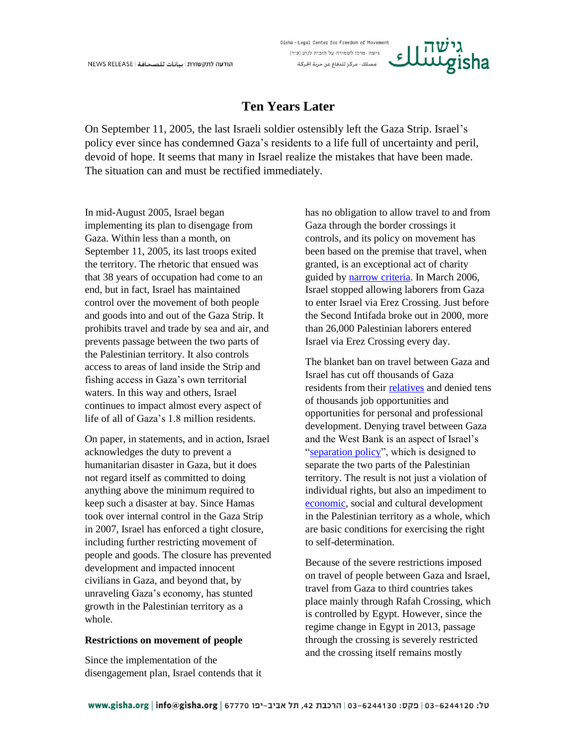# Ten Years Later

On September 11, 2005, the last Israeli soldier ostensibly left the Gaza Strip. Israel's policy ever since has condemned Gaza's residents to a life full of uncertainty and peril, devoid of hope. It seems that many in Israel realize the mistakes that have been made. The situation can and must be rectified immediately.

In mid-August 2005, Israel began implementing its plan to disengage from Gaza. Within less than a month, on September 11, 2005, its last troops exited the territory. The rhetoric that ensued was that 38 years of occupation had come to an end, but in fact, Israel has maintained control over the movement of both people and goods into and out of the Gaza Strip. It prohibits travel and trade by sea and air, and prevents passage between the two parts of the Palestinian territory. It also controls access to areas of land inside the Strip and fishing access in Gaza's own territorial waters. In this way and others, Israel continues to impact almost every aspect of life of all of Gaza's 1.8 million residents.

On paper, in statements, and in action, Israel acknowledges the duty to prevent a humanitarian disaster in Gaza, but it does not regard itself as committed to doing anything above the minimum required to keep such a disaster at bay. Since Hamas took over internal control in the Gaza Strip in 2007, Israel has enforced a tight closure, including further restricting movement of people and goods. The closure has prevented development and impacted innocent civilians in Gaza, and beyond that, by unraveling Gaza's economy, has stunted growth in the Palestinian territory as a whole.

**Restrictions on movement of people**

Since the implementation of the disengagement plan, Israel contends that it has no obligation to allow travel to and from Gaza through the border crossings it controls, and its policy on movement has been based on the premise that travel, when granted, is an exceptional act of charity guided by narrow criteria. In March 2006, Israel stopped allowing laborers from Gaza to enter Israel via Erez Crossing. Just before the Second Intifada broke out in 2000, more than 26,000 Palestinian laborers entered Israel via Erez Crossing every day.

The blanket ban on travel between Gaza and Israel has cut off thousands of Gaza residents from their relatives and denied tens of thousands job opportunities and opportunities for personal and professional development. Denying travel between Gaza and the West Bank is an aspect of Israel's "separation policy", which is designed to separate the two parts of the Palestinian territory. The result is not just a violation of individual rights, but also an impediment to economic, social and cultural development in the Palestinian territory as a whole, which are basic conditions for exercising the right to self-determination.

Because of the severe restrictions imposed on travel of people between Gaza and Israel, travel from Gaza to third countries takes place mainly through Rafah Crossing, which is controlled by Egypt. However, since the regime change in Egypt in 2013, passage through the crossing is severely restricted and the crossing itself remains mostly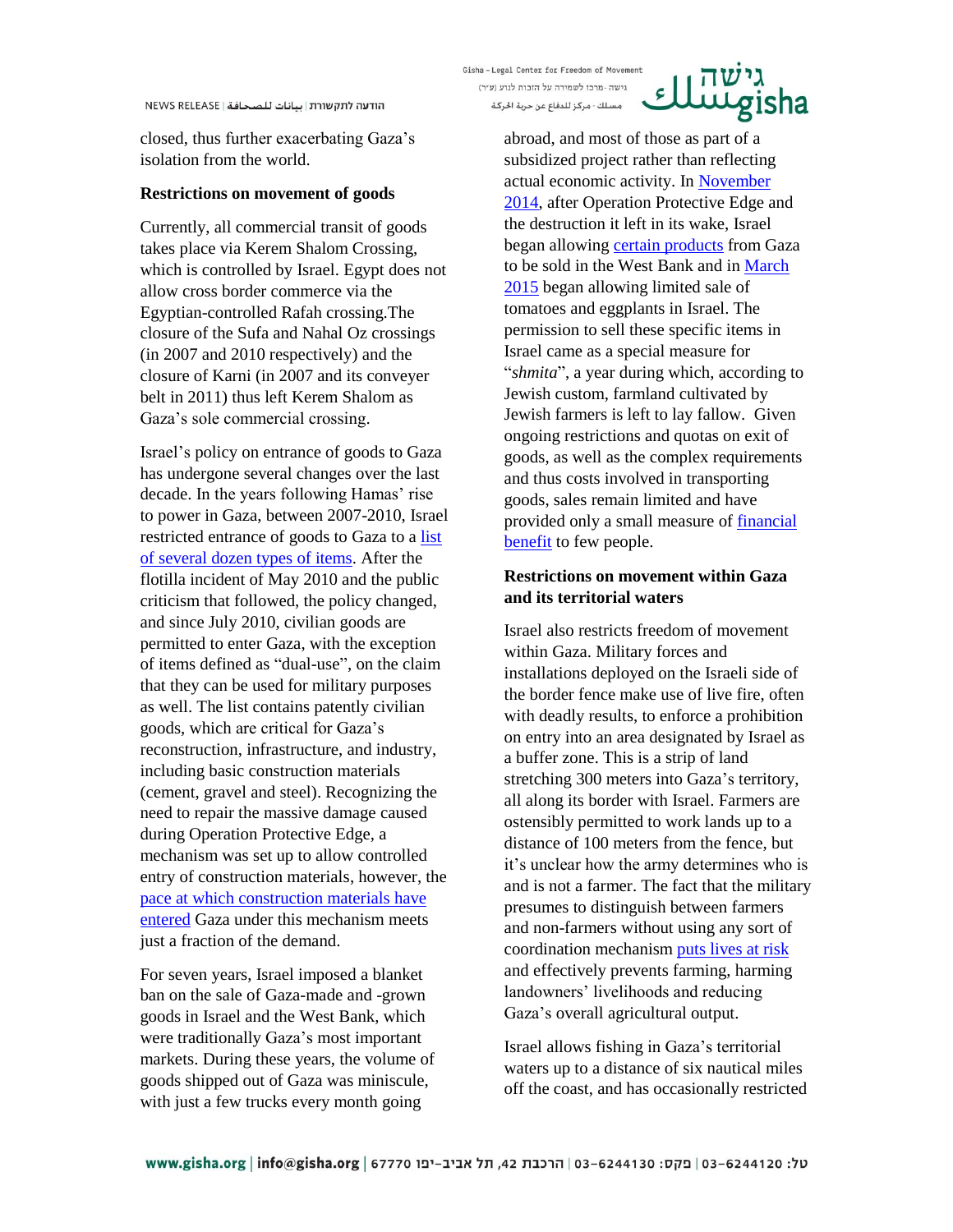closed, thus further exacerbating Gaza's isolation from the world.

**Restrictions on movement of goods**

Currently, all commercial transit of goods takes place via Kerem Shalom Crossing, which is controlled by Israel. Egypt does not allow cross border commerce via the Egyptian-controlled Rafah crossing.The closure of the Sufa and Nahal Oz crossings (in 2007 and 2010 respectively) and the closure of Karni (in 2007 and its conveyer belt in 2011) thus left Kerem Shalom as Gaza's sole commercial crossing.

Israel's policy on entrance of goods to Gaza has undergone several changes over the last decade. In the years following Hamas' rise to power in Gaza, between 2007-2010, Israel restricted entrance of goods to Gaza to a list of several dozen types of items. After the flotilla incident of May 2010 and the public criticism that followed, the policy changed, and since July 2010, civilian goods are permitted to enter Gaza, with the exception of items defined as "dual-use", on the claim that they can be used for military purposes as well. The list contains patently civilian goods, which are critical for Gaza's reconstruction, infrastructure, and industry, including basic construction materials (cement, gravel and steel). Recognizing the need to repair the massive damage caused during Operation Protective Edge, a mechanism was set up to allow controlled entry of construction materials, however, the pace at which construction materials have entered Gaza under this mechanism meets just a fraction of the demand.

For seven years, Israel imposed a blanket ban on the sale of Gaza-made and -grown goods in Israel and the West Bank, which were traditionally Gaza's most important markets. During these years, the volume of goods shipped out of Gaza was miniscule, with just a few trucks every month going abroad, and most of those as part of a subsidized project rather than reflecting actual economic activity. In November 2014, after Operation Protective Edge and the destruction it left in its wake, Israel began allowing certain products from Gaza to be sold in the West Bank and in March 2015 began allowing limited sale of tomatoes and eggplants in Israel. The permission to sell these specific items in Israel came as a special measure for "*shmita*", a year during which, according to Jewish custom, farmland cultivated by Jewish farmers is left to lay fallow. Given ongoing restrictions and quotas on exit of goods, as well as the complex requirements and thus costs involved in transporting goods, sales remain limited and have provided only a small measure of financial benefit to few people.

**Restrictions on movement within Gaza and its territorial waters**

Israel also restricts freedom of movement within Gaza. Military forces and installations deployed on the Israeli side of the border fence make use of live fire, often with deadly results, to enforce a prohibition on entry into an area designated by Israel as a buffer zone. This is a strip of land stretching 300 meters into Gaza's territory, all along its border with Israel. Farmers are ostensibly permitted to work lands up to a distance of 100 meters from the fence, but it's unclear how the army determines who is and is not a farmer. The fact that the military presumes to distinguish between farmers and non-farmers without using any sort of coordination mechanism puts lives at risk and effectively prevents farming, harming landowners' livelihoods and reducing Gaza's overall agricultural output.

Israel allows fishing in Gaza's territorial waters up to a distance of six nautical miles off the coast, and has occasionally restricted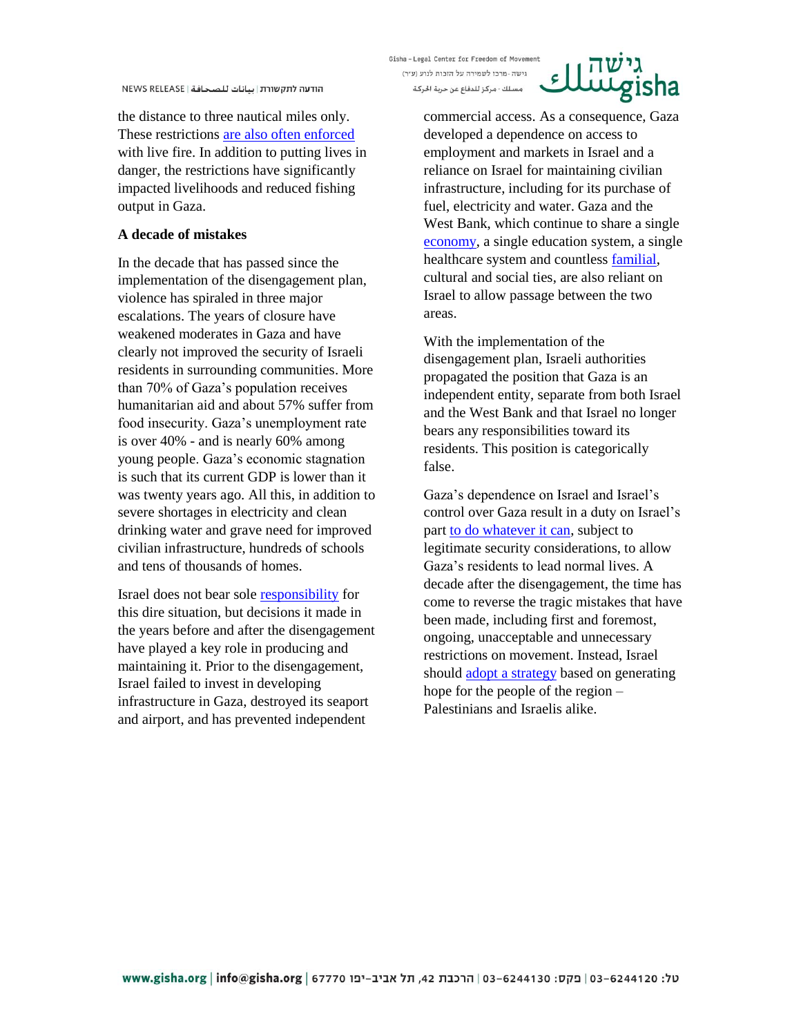the distance to three nautical miles only. These restrictions are also often enforced with live fire. In addition to putting lives in danger, the restrictions have significantly impacted livelihoods and reduced fishing output in Gaza.

**A decade of mistakes**

In the decade that has passed since the implementation of the disengagement plan, violence has spiraled in three major escalations. The years of closure have weakened moderates in Gaza and have clearly not improved the security of Israeli residents in surrounding communities. More than 70% of Gaza's population receives humanitarian aid and about 57% suffer from food insecurity. Gaza's unemployment rate is over 40% - and is nearly 60% among young people. Gaza's economic stagnation is such that its current GDP is lower than it was twenty years ago. All this, in addition to severe shortages in electricity and clean drinking water and grave need for improved civilian infrastructure, hundreds of schools and tens of thousands of homes.

Israel does not bear sole responsibility for this dire situation, but decisions it made in the years before and after the disengagement have played a key role in producing and maintaining it. Prior to the disengagement, Israel failed to invest in developing infrastructure in Gaza, destroyed its seaport and airport, and has prevented independent commercial access. As a consequence, Gaza developed a dependence on access to employment and markets in Israel and a reliance on Israel for maintaining civilian infrastructure, including for its purchase of fuel, electricity and water. Gaza and the West Bank, which continue to share a single economy, a single education system, a single healthcare system and countless familial, cultural and social ties, are also reliant on Israel to allow passage between the two areas.

With the implementation of the disengagement plan, Israeli authorities propagated the position that Gaza is an independent entity, separate from both Israel and the West Bank and that Israel no longer bears any responsibilities toward its residents. This position is categorically false.

Gaza's dependence on Israel and Israel's control over Gaza result in a duty on Israel's part to do whatever it can, subject to legitimate security considerations, to allow Gaza's residents to lead normal lives. A decade after the disengagement, the time has come to reverse the tragic mistakes that have been made, including first and foremost, ongoing, unacceptable and unnecessary restrictions on movement. Instead, Israel should adopt a strategy based on generating hope for the people of the region – Palestinians and Israelis alike.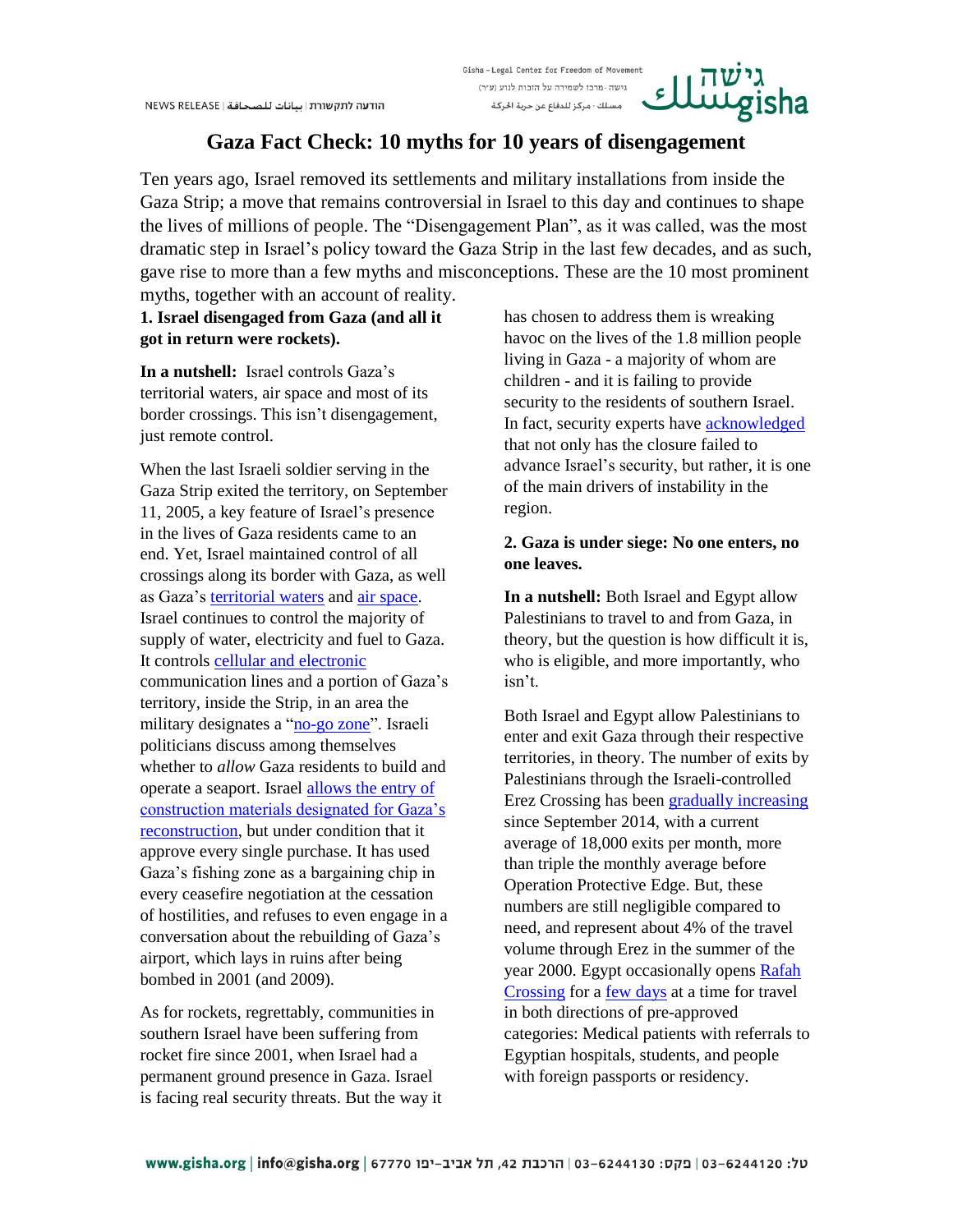# Gaza Fact Check: 10 myths for 10 years of disengagement

Ten years ago, Israel removed its settlements and military installations from inside the Gaza Strip; a move that remains controversial in Israel to this day and continues to shape the lives of millions of people. The "Disengagement Plan", as it was called, was the most dramatic step in Israel's policy toward the Gaza Strip in the last few decades, and as such, gave rise to more than a few myths and misconceptions. These are the 10 most prominent myths, together with an account of reality.

**1. Israel disengaged from Gaza (and all it got in return were rockets).**

**In a nutshell:** Israel controls Gaza's territorial waters, air space and most of its border crossings. This isn't disengagement, just remote control.

When the last Israeli soldier serving in the Gaza Strip exited the territory, on September 11, 2005, a key feature of Israel's presence in the lives of Gaza residents came to an end. Yet, Israel maintained control of all crossings along its border with Gaza, as well as Gaza's territorial waters and air space. Israel continues to control the majority of supply of water, electricity and fuel to Gaza. It controls cellular and electronic communication lines and a portion of Gaza's territory, inside the Strip, in an area the military designates a "no-go zone". Israeli politicians discuss among themselves whether to *allow* Gaza residents to build and operate a seaport. Israel allows the entry of construction materials designated for Gaza's reconstruction, but under condition that it approve every single purchase. It has used Gaza's fishing zone as a bargaining chip in every ceasefire negotiation at the cessation of hostilities, and refuses to even engage in a conversation about the rebuilding of Gaza's airport, which lays in ruins after being bombed in 2001 (and 2009).

As for rockets, regrettably, communities in southern Israel have been suffering from rocket fire since 2001, when Israel had a permanent ground presence in Gaza. Israel is facing real security threats. But the way it has chosen to address them is wreaking havoc on the lives of the 1.8 million people living in Gaza - a majority of whom are children - and it is failing to provide security to the residents of southern Israel. In fact, security experts have acknowledged that not only has the closure failed to advance Israel's security, but rather, it is one of the main drivers of instability in the region.

**2. Gaza is under siege: No one enters, no one leaves.**

**In a nutshell:** Both Israel and Egypt allow Palestinians to travel to and from Gaza, in theory, but the question is how difficult it is, who is eligible, and more importantly, who isn't.

Both Israel and Egypt allow Palestinians to enter and exit Gaza through their respective territories, in theory. The number of exits by Palestinians through the Israeli-controlled Erez Crossing has been gradually increasing since September 2014, with a current average of 18,000 exits per month, more than triple the monthly average before Operation Protective Edge. But, these numbers are still negligible compared to need, and represent about 4% of the travel volume through Erez in the summer of the year 2000. Egypt occasionally opens Rafah Crossing for a few days at a time for travel in both directions of pre-approved categories: Medical patients with referrals to Egyptian hospitals, students, and people with foreign passports or residency.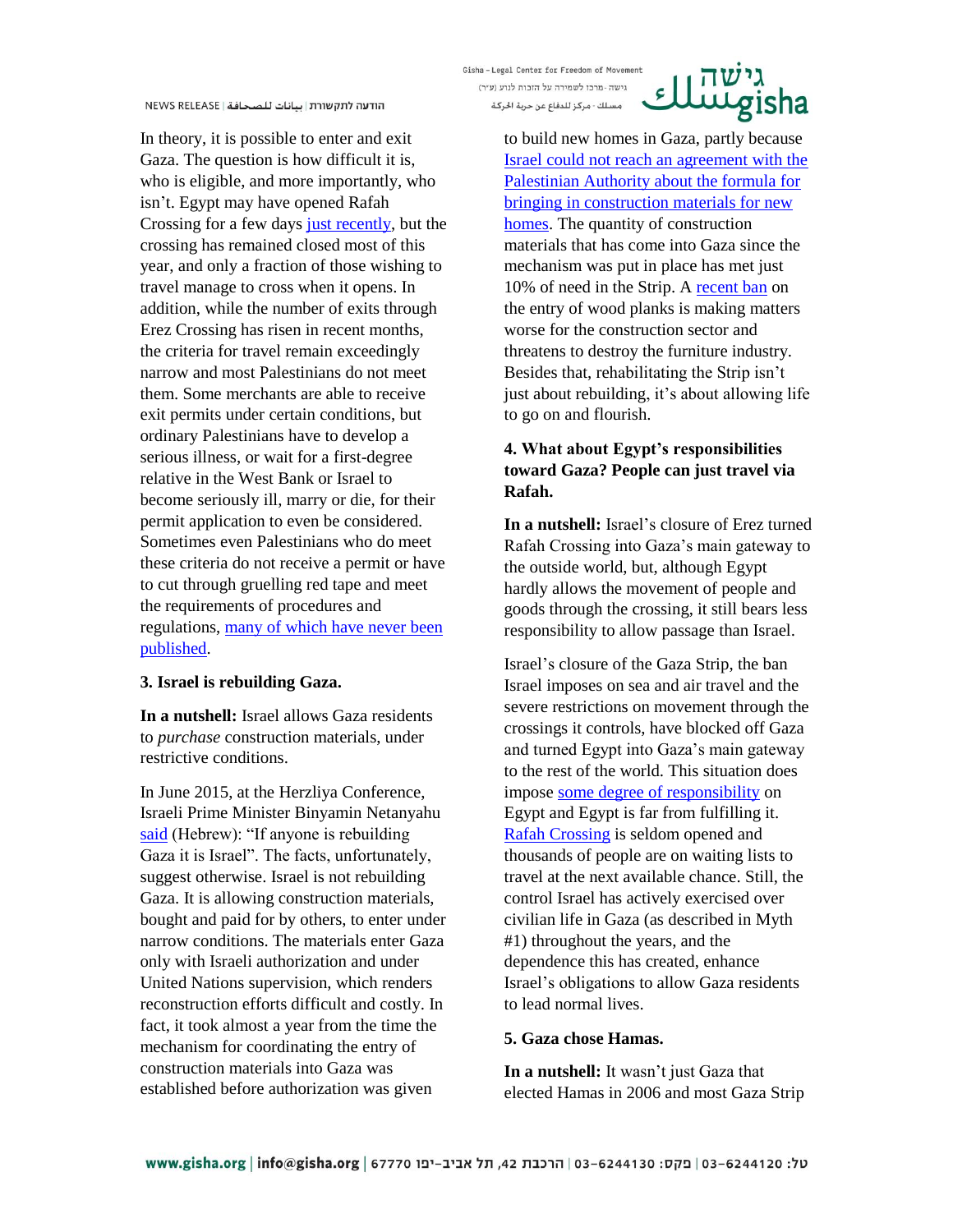In theory, it is possible to enter and exit Gaza. The question is how difficult it is, who is eligible, and more importantly, who isn't. Egypt may have opened Rafah Crossing for a few days just recently, but the crossing has remained closed most of this year, and only a fraction of those wishing to travel manage to cross when it opens. In addition, while the number of exits through Erez Crossing has risen in recent months, the criteria for travel remain exceedingly narrow and most Palestinians do not meet them. Some merchants are able to receive exit permits under certain conditions, but ordinary Palestinians have to develop a serious illness, or wait for a first-degree relative in the West Bank or Israel to become seriously ill, marry or die, for their permit application to even be considered. Sometimes even Palestinians who do meet these criteria do not receive a permit or have to cut through gruelling red tape and meet the requirements of procedures and regulations, many of which have never been published.

**3. Israel is rebuilding Gaza.**

**In a nutshell:** Israel allows Gaza residents to *purchase* construction materials, under restrictive conditions.

In June 2015, at the Herzliya Conference, Israeli Prime Minister Binyamin Netanyahu said (Hebrew): "If anyone is rebuilding Gaza it is Israel". The facts, unfortunately, suggest otherwise. Israel is not rebuilding Gaza. It is allowing construction materials, bought and paid for by others, to enter under narrow conditions. The materials enter Gaza only with Israeli authorization and under United Nations supervision, which renders reconstruction efforts difficult and costly. In fact, it took almost a year from the time the mechanism for coordinating the entry of construction materials into Gaza was established before authorization was given to build new homes in Gaza, partly because Israel could not reach an agreement with the Palestinian Authority about the formula for bringing in construction materials for new homes. The quantity of construction materials that has come into Gaza since the mechanism was put in place has met just 10% of need in the Strip. A recent ban on the entry of wood planks is making matters worse for the construction sector and threatens to destroy the furniture industry. Besides that, rehabilitating the Strip isn't just about rebuilding, it's about allowing life to go on and flourish.

**4. What about Egypt's responsibilities toward Gaza? People can just travel via Rafah.**

**In a nutshell:** Israel's closure of Erez turned Rafah Crossing into Gaza's main gateway to the outside world, but, although Egypt hardly allows the movement of people and goods through the crossing, it still bears less responsibility to allow passage than Israel.

Israel's closure of the Gaza Strip, the ban Israel imposes on sea and air travel and the severe restrictions on movement through the crossings it controls, have blocked off Gaza and turned Egypt into Gaza's main gateway to the rest of the world. This situation does impose some degree of responsibility on Egypt and Egypt is far from fulfilling it. Rafah Crossing is seldom opened and thousands of people are on waiting lists to travel at the next available chance. Still, the control Israel has actively exercised over civilian life in Gaza (as described in Myth #1) throughout the years, and the dependence this has created, enhance Israel's obligations to allow Gaza residents to lead normal lives.

**5. Gaza chose Hamas.**

**In a nutshell:** It wasn't just Gaza that elected Hamas in 2006 and most Gaza Strip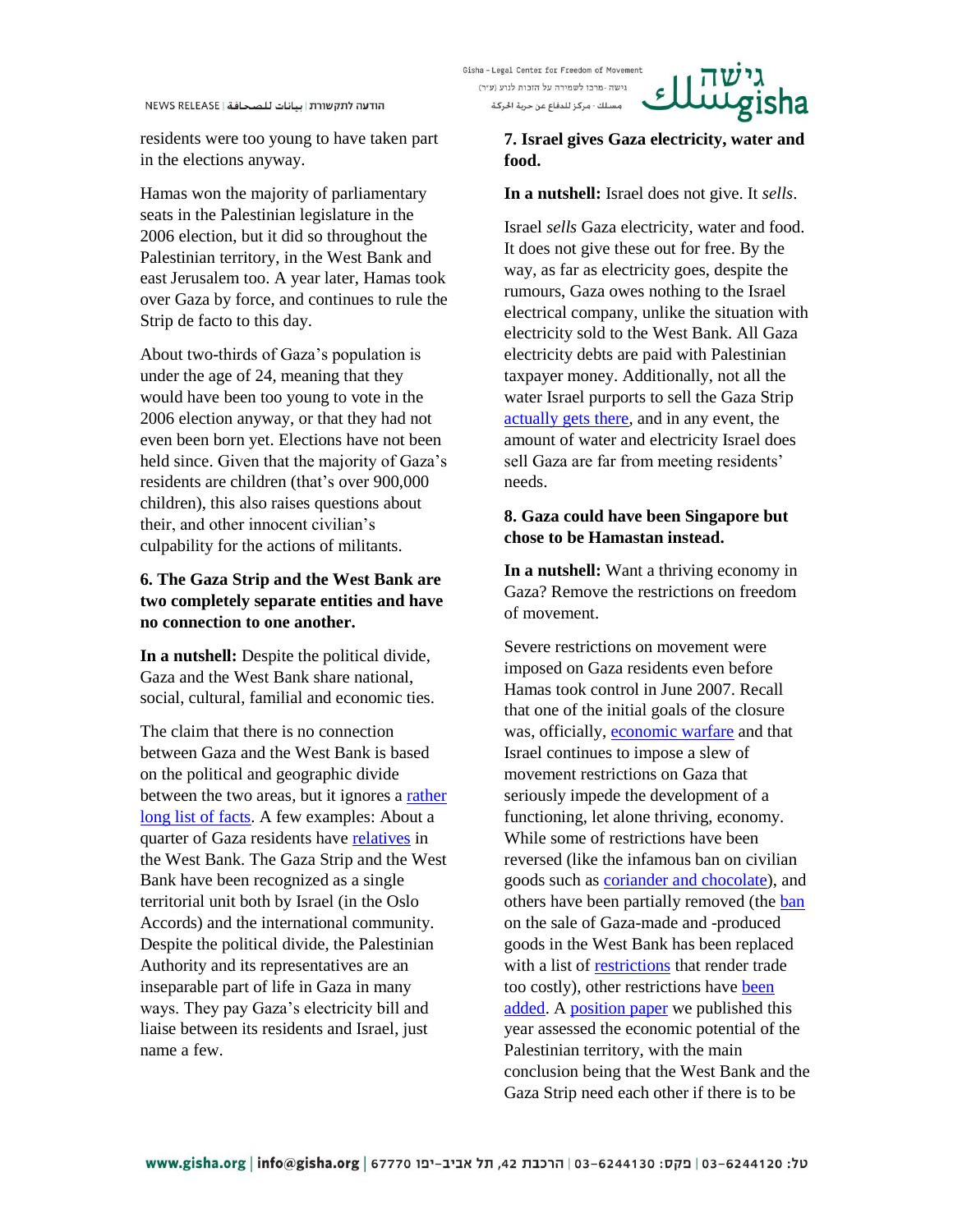residents were too young to have taken part in the elections anyway.

Hamas won the majority of parliamentary seats in the Palestinian legislature in the 2006 election, but it did so throughout the Palestinian territory, in the West Bank and east Jerusalem too. A year later, Hamas took over Gaza by force, and continues to rule the Strip de facto to this day.

About two-thirds of Gaza's population is under the age of 24, meaning that they would have been too young to vote in the 2006 election anyway, or that they had not even been born yet. Elections have not been held since. Given that the majority of Gaza's residents are children (that's over 900,000 children), this also raises questions about their, and other innocent civilian's culpability for the actions of militants.

**6. The Gaza Strip and the West Bank are two completely separate entities and have no connection to one another.**

**In a nutshell:** Despite the political divide, Gaza and the West Bank share national, social, cultural, familial and economic ties.

The claim that there is no connection between Gaza and the West Bank is based on the political and geographic divide between the two areas, but it ignores a rather long list of facts. A few examples: About a quarter of Gaza residents have relatives in the West Bank. The Gaza Strip and the West Bank have been recognized as a single territorial unit both by Israel (in the Oslo Accords) and the international community. Despite the political divide, the Palestinian Authority and its representatives are an inseparable part of life in Gaza in many ways. They pay Gaza's electricity bill and liaise between its residents and Israel, just name a few.

**7. Israel gives Gaza electricity, water and food.**

**In a nutshell:** Israel does not give. It *sells*.

Israel *sells* Gaza electricity, water and food. It does not give these out for free. By the way, as far as electricity goes, despite the rumours, Gaza owes nothing to the Israel electrical company, unlike the situation with electricity sold to the West Bank. All Gaza electricity debts are paid with Palestinian taxpayer money. Additionally, not all the water Israel purports to sell the Gaza Strip actually gets there, and in any event, the amount of water and electricity Israel does sell Gaza are far from meeting residents' needs.

**8. Gaza could have been Singapore but chose to be Hamastan instead.**

**In a nutshell:** Want a thriving economy in Gaza? Remove the restrictions on freedom of movement.

Severe restrictions on movement were imposed on Gaza residents even before Hamas took control in June 2007. Recall that one of the initial goals of the closure was, officially, economic warfare and that Israel continues to impose a slew of movement restrictions on Gaza that seriously impede the development of a functioning, let alone thriving, economy. While some of restrictions have been reversed (like the infamous ban on civilian goods such as coriander and chocolate), and others have been partially removed (the ban on the sale of Gaza-made and -produced goods in the West Bank has been replaced with a list of restrictions that render trade too costly), other restrictions have been added. A position paper we published this year assessed the economic potential of the Palestinian territory, with the main conclusion being that the West Bank and the Gaza Strip need each other if there is to be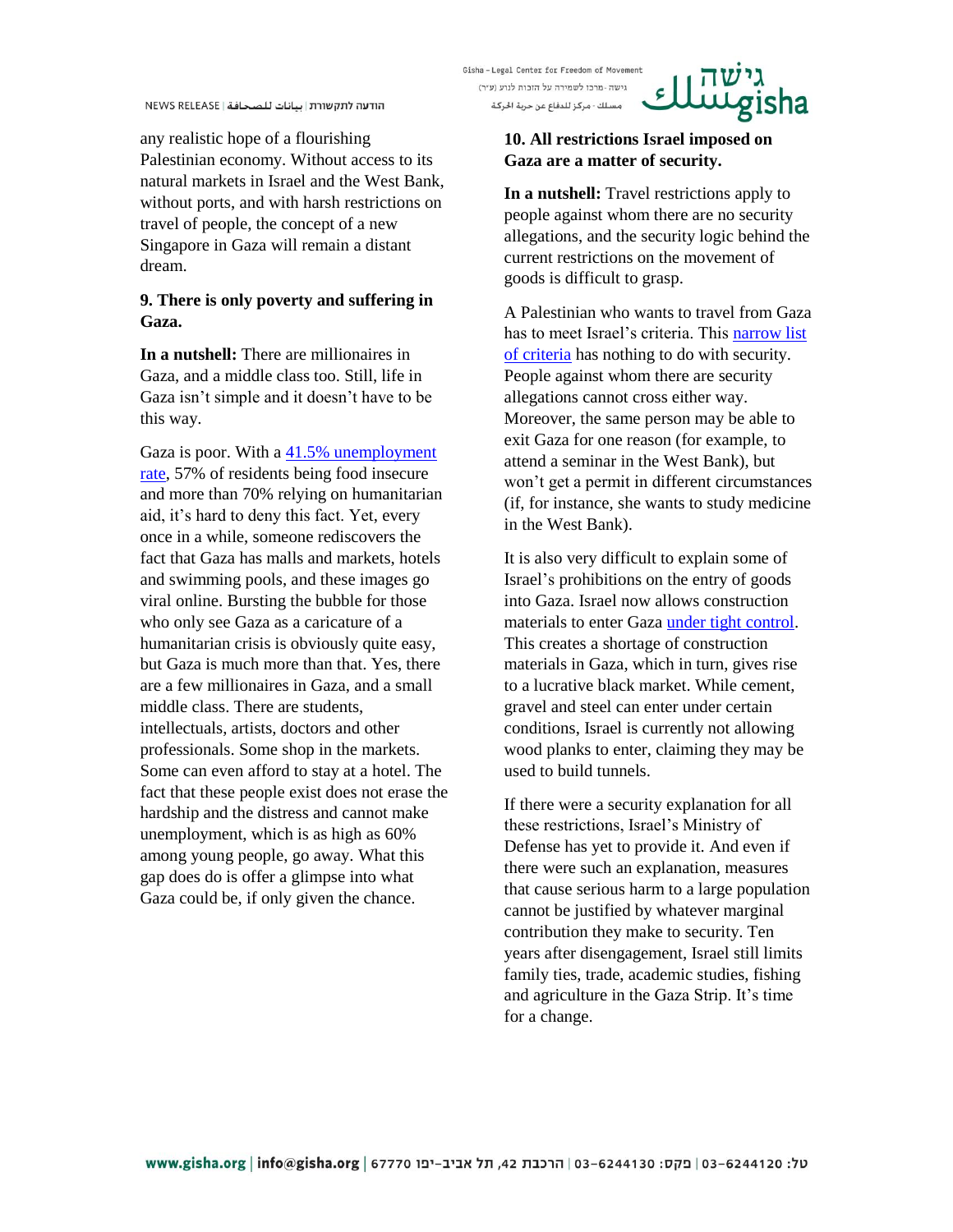any realistic hope of a flourishing Palestinian economy. Without access to its natural markets in Israel and the West Bank, without ports, and with harsh restrictions on travel of people, the concept of a new Singapore in Gaza will remain a distant dream.

**9. There is only poverty and suffering in Gaza.**

**In a nutshell:** There are millionaires in Gaza, and a middle class too. Still, life in Gaza isn't simple and it doesn't have to be this way.

Gaza is poor. With a 41.5% unemployment rate, 57% of residents being food insecure and more than 70% relying on humanitarian aid, it's hard to deny this fact. Yet, every once in a while, someone rediscovers the fact that Gaza has malls and markets, hotels and swimming pools, and these images go viral online. Bursting the bubble for those who only see Gaza as a caricature of a humanitarian crisis is obviously quite easy, but Gaza is much more than that. Yes, there are a few millionaires in Gaza, and a small middle class. There are students, intellectuals, artists, doctors and other professionals. Some shop in the markets. Some can even afford to stay at a hotel. The fact that these people exist does not erase the hardship and the distress and cannot make unemployment, which is as high as 60% among young people, go away. What this gap does do is offer a glimpse into what Gaza could be, if only given the chance.

**10. All restrictions Israel imposed on Gaza are a matter of security.**

**In a nutshell:** Travel restrictions apply to people against whom there are no security allegations, and the security logic behind the current restrictions on the movement of goods is difficult to grasp.

A Palestinian who wants to travel from Gaza has to meet Israel's criteria. This narrow list of criteria has nothing to do with security. People against whom there are security allegations cannot cross either way. Moreover, the same person may be able to exit Gaza for one reason (for example, to attend a seminar in the West Bank), but won't get a permit in different circumstances (if, for instance, she wants to study medicine in the West Bank).

It is also very difficult to explain some of Israel's prohibitions on the entry of goods into Gaza. Israel now allows construction materials to enter Gaza under tight control. This creates a shortage of construction materials in Gaza, which in turn, gives rise to a lucrative black market. While cement, gravel and steel can enter under certain conditions, Israel is currently not allowing wood planks to enter, claiming they may be used to build tunnels.

If there were a security explanation for all these restrictions, Israel's Ministry of Defense has yet to provide it. And even if there were such an explanation, measures that cause serious harm to a large population cannot be justified by whatever marginal contribution they make to security. Ten years after disengagement, Israel still limits family ties, trade, academic studies, fishing and agriculture in the Gaza Strip. It's time for a change.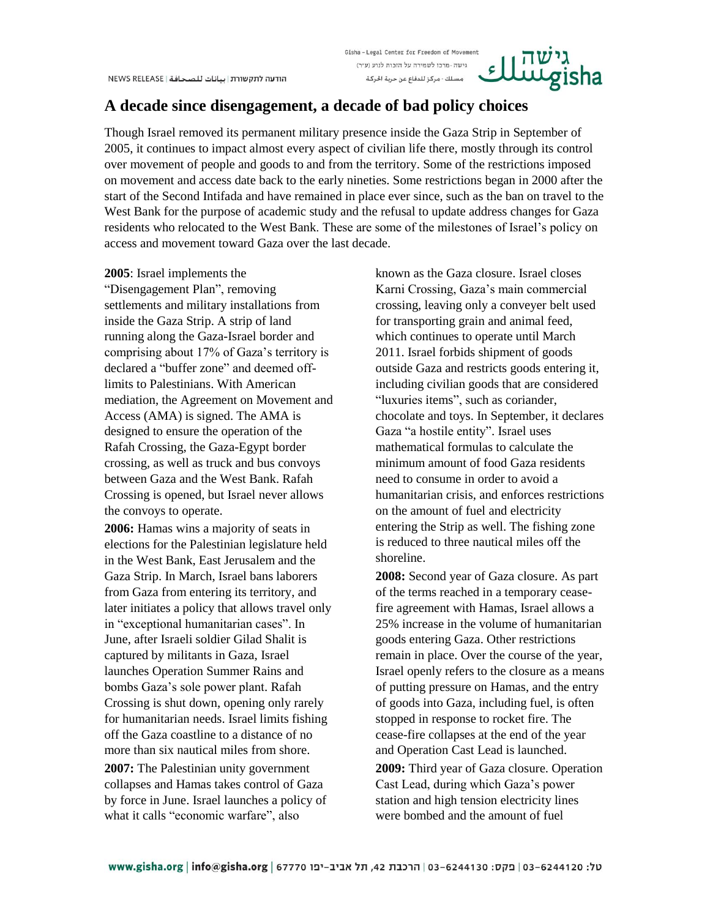# A decade since disengagement, a decade of bad policy choices

Though Israel removed its permanent military presence inside the Gaza Strip in September of 2005, it continues to impact almost every aspect of civilian life there, mostly through its control over movement of people and goods to and from the territory. Some of the restrictions imposed on movement and access date back to the early nineties. Some restrictions began in 2000 after the start of the Second Intifada and have remained in place ever since, such as the ban on travel to the West Bank for the purpose of academic study and the refusal to update address changes for Gaza residents who relocated to the West Bank. These are some of the milestones of Israel's policy on access and movement toward Gaza over the last decade.

**2005**: Israel implements the "Disengagement Plan", removing settlements and military installations from inside the Gaza Strip. A strip of land running along the Gaza-Israel border and comprising about 17% of Gaza's territory is declared a "buffer zone" and deemed off-limits to Palestinians. With American mediation, the Agreement on Movement and Access (AMA) is signed. The AMA is designed to ensure the operation of the Rafah Crossing, the Gaza-Egypt border crossing, as well as truck and bus convoys between Gaza and the West Bank. Rafah Crossing is opened, but Israel never allows the convoys to operate.

**2006:** Hamas wins a majority of seats in elections for the Palestinian legislature held in the West Bank, East Jerusalem and the Gaza Strip. In March, Israel bans laborers from Gaza from entering its territory, and later initiates a policy that allows travel only in "exceptional humanitarian cases". In June, after Israeli soldier Gilad Shalit is captured by militants in Gaza, Israel launches Operation Summer Rains and bombs Gaza's sole power plant. Rafah Crossing is shut down, opening only rarely for humanitarian needs. Israel limits fishing off the Gaza coastline to a distance of no more than six nautical miles from shore.

**2007:** The Palestinian unity government collapses and Hamas takes control of Gaza by force in June. Israel launches a policy of what it calls "economic warfare", also known as the Gaza closure. Israel closes Karni Crossing, Gaza's main commercial crossing, leaving only a conveyer belt used for transporting grain and animal feed, which continues to operate until March 2011. Israel forbids shipment of goods outside Gaza and restricts goods entering it, including civilian goods that are considered "luxuries items", such as coriander, chocolate and toys. In September, it declares Gaza "a hostile entity". Israel uses mathematical formulas to calculate the minimum amount of food Gaza residents need to consume in order to avoid a humanitarian crisis, and enforces restrictions on the amount of fuel and electricity entering the Strip as well. The fishing zone is reduced to three nautical miles off the shoreline.

**2008:** Second year of Gaza closure. As part of the terms reached in a temporary cease-fire agreement with Hamas, Israel allows a 25% increase in the volume of humanitarian goods entering Gaza. Other restrictions remain in place. Over the course of the year, Israel openly refers to the closure as a means of putting pressure on Hamas, and the entry of goods into Gaza, including fuel, is often stopped in response to rocket fire. The cease-fire collapses at the end of the year and Operation Cast Lead is launched.

**2009:** Third year of Gaza closure. Operation Cast Lead, during which Gaza's power station and high tension electricity lines were bombed and the amount of fuel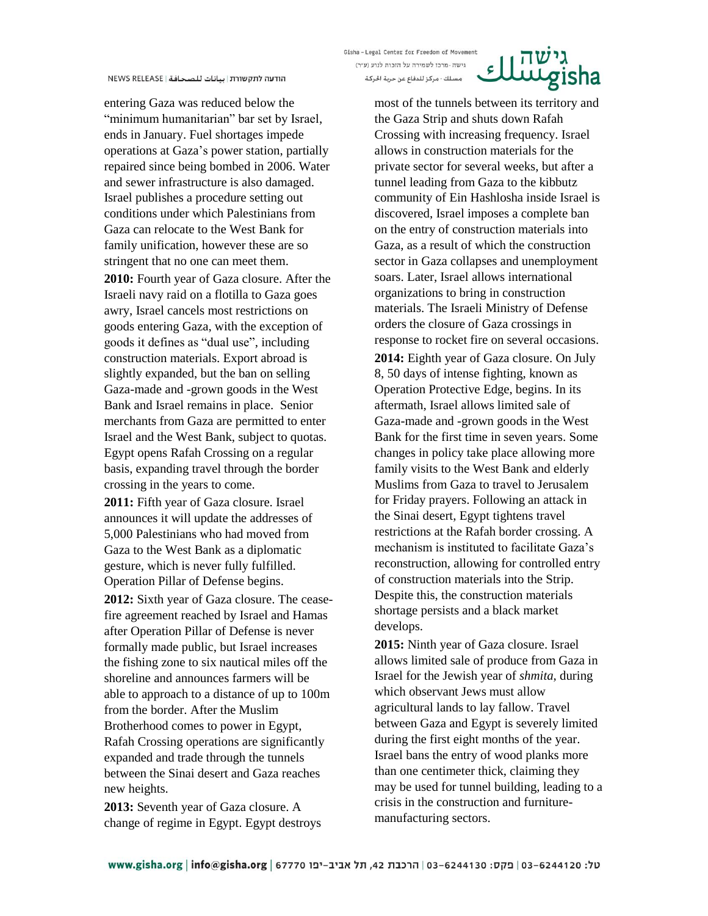entering Gaza was reduced below the "minimum humanitarian" bar set by Israel, ends in January. Fuel shortages impede operations at Gaza's power station, partially repaired since being bombed in 2006. Water and sewer infrastructure is also damaged. Israel publishes a procedure setting out conditions under which Palestinians from Gaza can relocate to the West Bank for family unification, however these are so stringent that no one can meet them.

**2010:** Fourth year of Gaza closure. After the Israeli navy raid on a flotilla to Gaza goes awry, Israel cancels most restrictions on goods entering Gaza, with the exception of goods it defines as "dual use", including construction materials. Export abroad is slightly expanded, but the ban on selling Gaza-made and -grown goods in the West Bank and Israel remains in place. Senior merchants from Gaza are permitted to enter Israel and the West Bank, subject to quotas. Egypt opens Rafah Crossing on a regular basis, expanding travel through the border crossing in the years to come.

**2011:** Fifth year of Gaza closure. Israel announces it will update the addresses of 5,000 Palestinians who had moved from Gaza to the West Bank as a diplomatic gesture, which is never fully fulfilled. Operation Pillar of Defense begins.

**2012:** Sixth year of Gaza closure. The cease-fire agreement reached by Israel and Hamas after Operation Pillar of Defense is never formally made public, but Israel increases the fishing zone to six nautical miles off the shoreline and announces farmers will be able to approach to a distance of up to 100m from the border. After the Muslim Brotherhood comes to power in Egypt, Rafah Crossing operations are significantly expanded and trade through the tunnels between the Sinai desert and Gaza reaches new heights.

**2013:** Seventh year of Gaza closure. A change of regime in Egypt. Egypt destroys most of the tunnels between its territory and the Gaza Strip and shuts down Rafah Crossing with increasing frequency. Israel allows in construction materials for the private sector for several weeks, but after a tunnel leading from Gaza to the kibbutz community of Ein Hashlosha inside Israel is discovered, Israel imposes a complete ban on the entry of construction materials into Gaza, as a result of which the construction sector in Gaza collapses and unemployment soars. Later, Israel allows international organizations to bring in construction materials. The Israeli Ministry of Defense orders the closure of Gaza crossings in response to rocket fire on several occasions.

**2014:** Eighth year of Gaza closure. On July 8, 50 days of intense fighting, known as Operation Protective Edge, begins. In its aftermath, Israel allows limited sale of Gaza-made and -grown goods in the West Bank for the first time in seven years. Some changes in policy take place allowing more family visits to the West Bank and elderly Muslims from Gaza to travel to Jerusalem for Friday prayers. Following an attack in the Sinai desert, Egypt tightens travel restrictions at the Rafah border crossing. A mechanism is instituted to facilitate Gaza's reconstruction, allowing for controlled entry of construction materials into the Strip. Despite this, the construction materials shortage persists and a black market develops.

**2015:** Ninth year of Gaza closure. Israel allows limited sale of produce from Gaza in Israel for the Jewish year of *shmita*, during which observant Jews must allow agricultural lands to lay fallow. Travel between Gaza and Egypt is severely limited during the first eight months of the year. Israel bans the entry of wood planks more than one centimeter thick, claiming they may be used for tunnel building, leading to a crisis in the construction and furniture-manufacturing sectors.